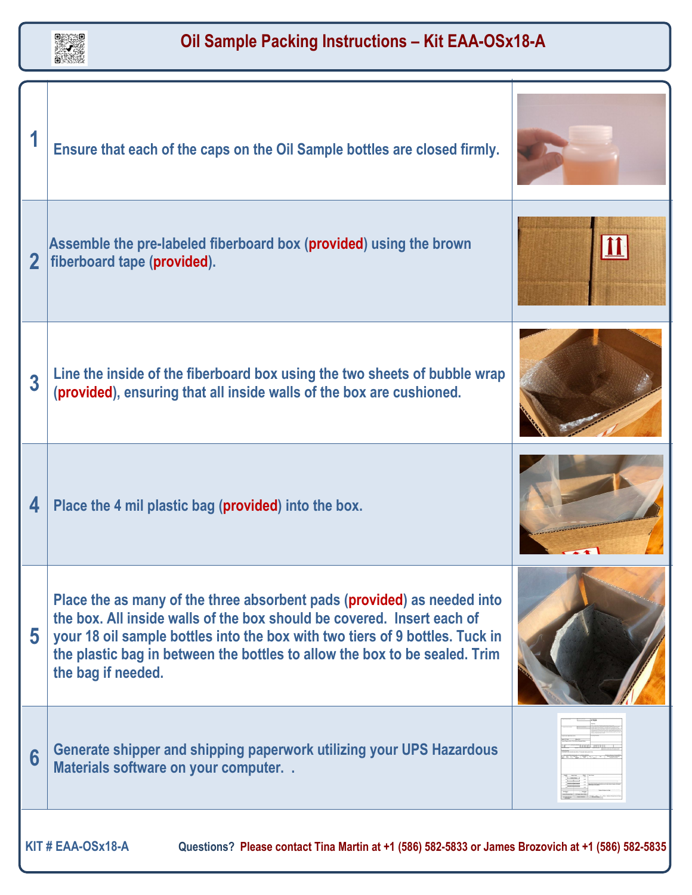# Oil Sample Packing Instructions – Kit EAA-OSx18-A

| Step | Instructions |
| --- | --- |
| 1 | Ensure that each of the caps on the Oil Sample bottles are closed firmly. |
| 2 | Assemble the pre-labeled fiberboard box (provided) using the brown fiberboard tape (provided). |
| 3 | Line the inside of the fiberboard box using the two sheets of bubble wrap (provided), ensuring that all inside walls of the box are cushioned. |
| 4 | Place the 4 mil plastic bag (provided) into the box. |
| 5 | Place the as many of the three absorbent pads (provided) as needed into the box. All inside walls of the box should be covered. Insert each of your 18 oil sample bottles into the box with two tiers of 9 bottles. Tuck in the plastic bag in between the bottles to allow the box to be sealed. Trim the bag if needed. |
| 6 | Generate shipper and shipping paperwork utilizing your UPS Hazardous Materials software on your computer. . |

KIT # EAA-OSx18-A

Questions? Please contact Tina Martin at +1 (586) 582-5833 or James Brozovich at +1 (586) 582-5835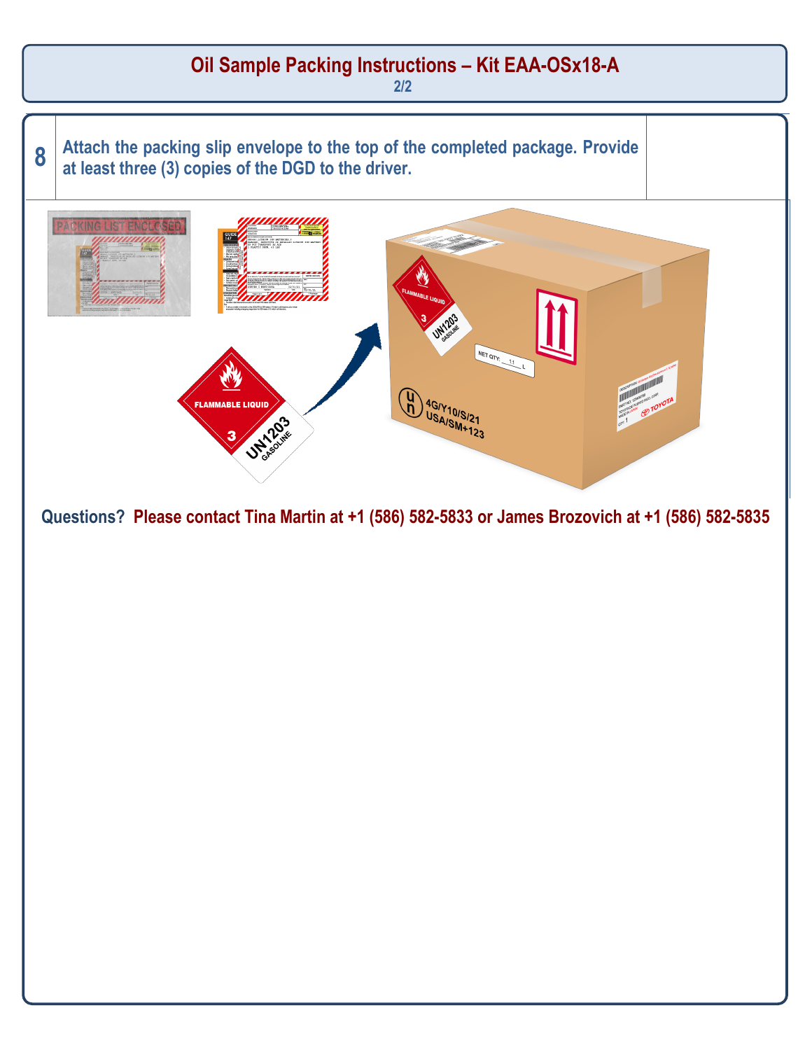# Oil Sample Packing Instructions – Kit EAA-OSx18-A

| | |
|---|---|
| 8 | Attach the packing slip envelope to the top of the completed package. Provide at least three (3) copies of the DGD to the driver. |

**Questions?** **Please contact Tina Martin at +1 (586) 582-5833 or James Brozovich at +1 (586) 582-5835**